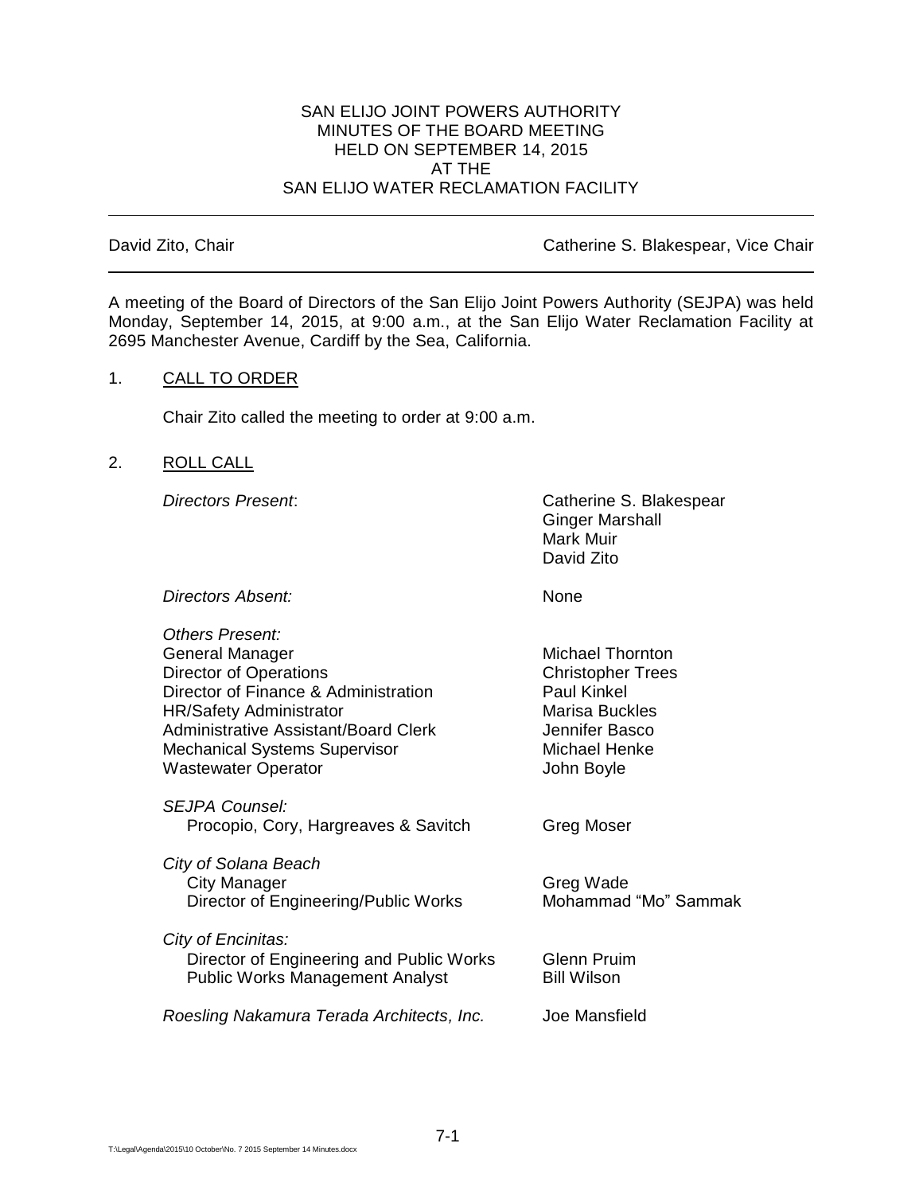# SAN ELIJO JOINT POWERS AUTHORITY
## MINUTES OF THE BOARD MEETING
## HELD ON SEPTEMBER 14, 2015
## AT THE
## SAN ELIJO WATER RECLAMATION FACILITY

---

David Zito, Chair | Catherine S. Blakespear, Vice Chair

---

A meeting of the Board of Directors of the San Elijo Joint Powers Authority (SEJPA) was held Monday, September 14, 2015, at 9:00 a.m., at the San Elijo Water Reclamation Facility at 2695 Manchester Avenue, Cardiff by the Sea, California.

1. CALL TO ORDER

   Chair Zito called the meeting to order at 9:00 a.m.

2. ROLL CALL

   *Directors Present*: Catherine S. Blakespear, Ginger Marshall, Mark Muir, David Zito

   *Directors Absent:* None

   *Others Present:*

   | | |
   |---|---|
   | General Manager | Michael Thornton |
   | Director of Operations | Christopher Trees |
   | Director of Finance & Administration | Paul Kinkel |
   | HR/Safety Administrator | Marisa Buckles |
   | Administrative Assistant/Board Clerk | Jennifer Basco |
   | Mechanical Systems Supervisor | Michael Henke |
   | Wastewater Operator | John Boyle |

   *SEJPA Counsel:*
   Procopio, Cory, Hargreaves & Savitch — Greg Moser

   *City of Solana Beach*
   City Manager — Greg Wade
   Director of Engineering/Public Works — Mohammad "Mo" Sammak

   *City of Encinitas:*
   Director of Engineering and Public Works — Glenn Pruim
   Public Works Management Analyst — Bill Wilson

   *Roesling Nakamura Terada Architects, Inc.* — Joe Mansfield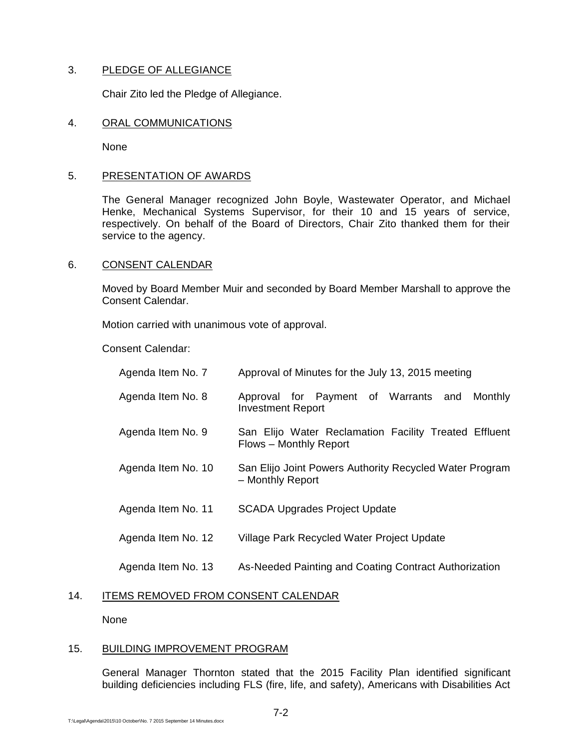3. PLEDGE OF ALLEGIANCE

Chair Zito led the Pledge of Allegiance.

4. ORAL COMMUNICATIONS

None

5. PRESENTATION OF AWARDS

The General Manager recognized John Boyle, Wastewater Operator, and Michael Henke, Mechanical Systems Supervisor, for their 10 and 15 years of service, respectively. On behalf of the Board of Directors, Chair Zito thanked them for their service to the agency.

6. CONSENT CALENDAR

Moved by Board Member Muir and seconded by Board Member Marshall to approve the Consent Calendar.

Motion carried with unanimous vote of approval.

Consent Calendar:

| | |
|---|---|
| Agenda Item No. 7 | Approval of Minutes for the July 13, 2015 meeting |
| Agenda Item No. 8 | Approval for Payment of Warrants and Monthly Investment Report |
| Agenda Item No. 9 | San Elijo Water Reclamation Facility Treated Effluent Flows – Monthly Report |
| Agenda Item No. 10 | San Elijo Joint Powers Authority Recycled Water Program – Monthly Report |
| Agenda Item No. 11 | SCADA Upgrades Project Update |
| Agenda Item No. 12 | Village Park Recycled Water Project Update |
| Agenda Item No. 13 | As-Needed Painting and Coating Contract Authorization |

14. ITEMS REMOVED FROM CONSENT CALENDAR

None

15. BUILDING IMPROVEMENT PROGRAM

General Manager Thornton stated that the 2015 Facility Plan identified significant building deficiencies including FLS (fire, life, and safety), Americans with Disabilities Act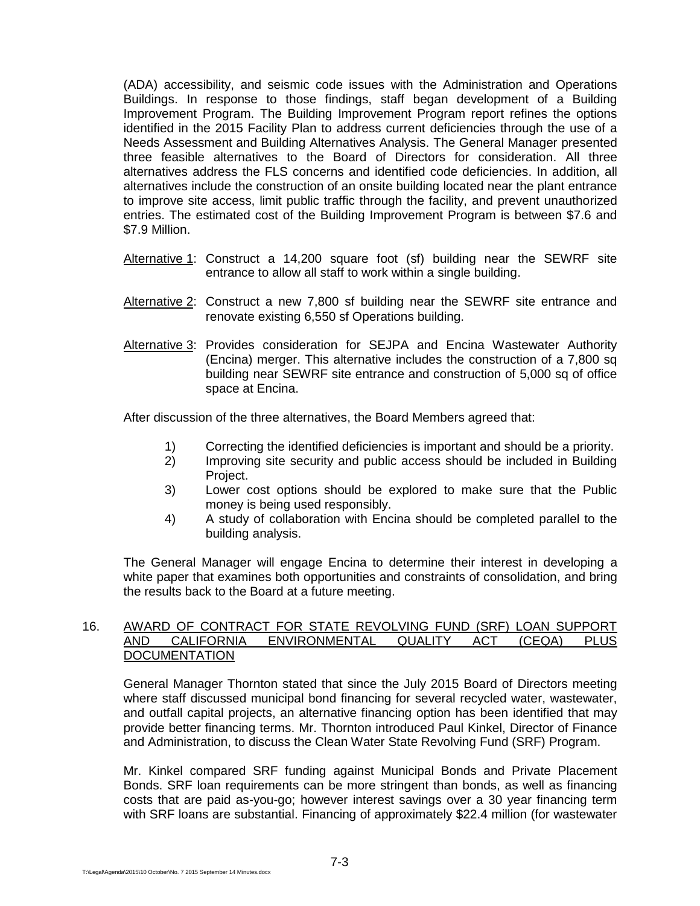(ADA) accessibility, and seismic code issues with the Administration and Operations Buildings. In response to those findings, staff began development of a Building Improvement Program. The Building Improvement Program report refines the options identified in the 2015 Facility Plan to address current deficiencies through the use of a Needs Assessment and Building Alternatives Analysis. The General Manager presented three feasible alternatives to the Board of Directors for consideration. All three alternatives address the FLS concerns and identified code deficiencies. In addition, all alternatives include the construction of an onsite building located near the plant entrance to improve site access, limit public traffic through the facility, and prevent unauthorized entries. The estimated cost of the Building Improvement Program is between $7.6 and $7.9 Million.

<u>Alternative 1</u>: Construct a 14,200 square foot (sf) building near the SEWRF site entrance to allow all staff to work within a single building.

<u>Alternative 2</u>: Construct a new 7,800 sf building near the SEWRF site entrance and renovate existing 6,550 sf Operations building.

<u>Alternative 3</u>: Provides consideration for SEJPA and Encina Wastewater Authority (Encina) merger. This alternative includes the construction of a 7,800 sq building near SEWRF site entrance and construction of 5,000 sq of office space at Encina.

After discussion of the three alternatives, the Board Members agreed that:

1) Correcting the identified deficiencies is important and should be a priority.
2) Improving site security and public access should be included in Building Project.
3) Lower cost options should be explored to make sure that the Public money is being used responsibly.
4) A study of collaboration with Encina should be completed parallel to the building analysis.

The General Manager will engage Encina to determine their interest in developing a white paper that examines both opportunities and constraints of consolidation, and bring the results back to the Board at a future meeting.

16. <u>AWARD OF CONTRACT FOR STATE REVOLVING FUND (SRF) LOAN SUPPORT AND CALIFORNIA ENVIRONMENTAL QUALITY ACT (CEQA) PLUS DOCUMENTATION</u>

General Manager Thornton stated that since the July 2015 Board of Directors meeting where staff discussed municipal bond financing for several recycled water, wastewater, and outfall capital projects, an alternative financing option has been identified that may provide better financing terms. Mr. Thornton introduced Paul Kinkel, Director of Finance and Administration, to discuss the Clean Water State Revolving Fund (SRF) Program.

Mr. Kinkel compared SRF funding against Municipal Bonds and Private Placement Bonds. SRF loan requirements can be more stringent than bonds, as well as financing costs that are paid as-you-go; however interest savings over a 30 year financing term with SRF loans are substantial. Financing of approximately $22.4 million (for wastewater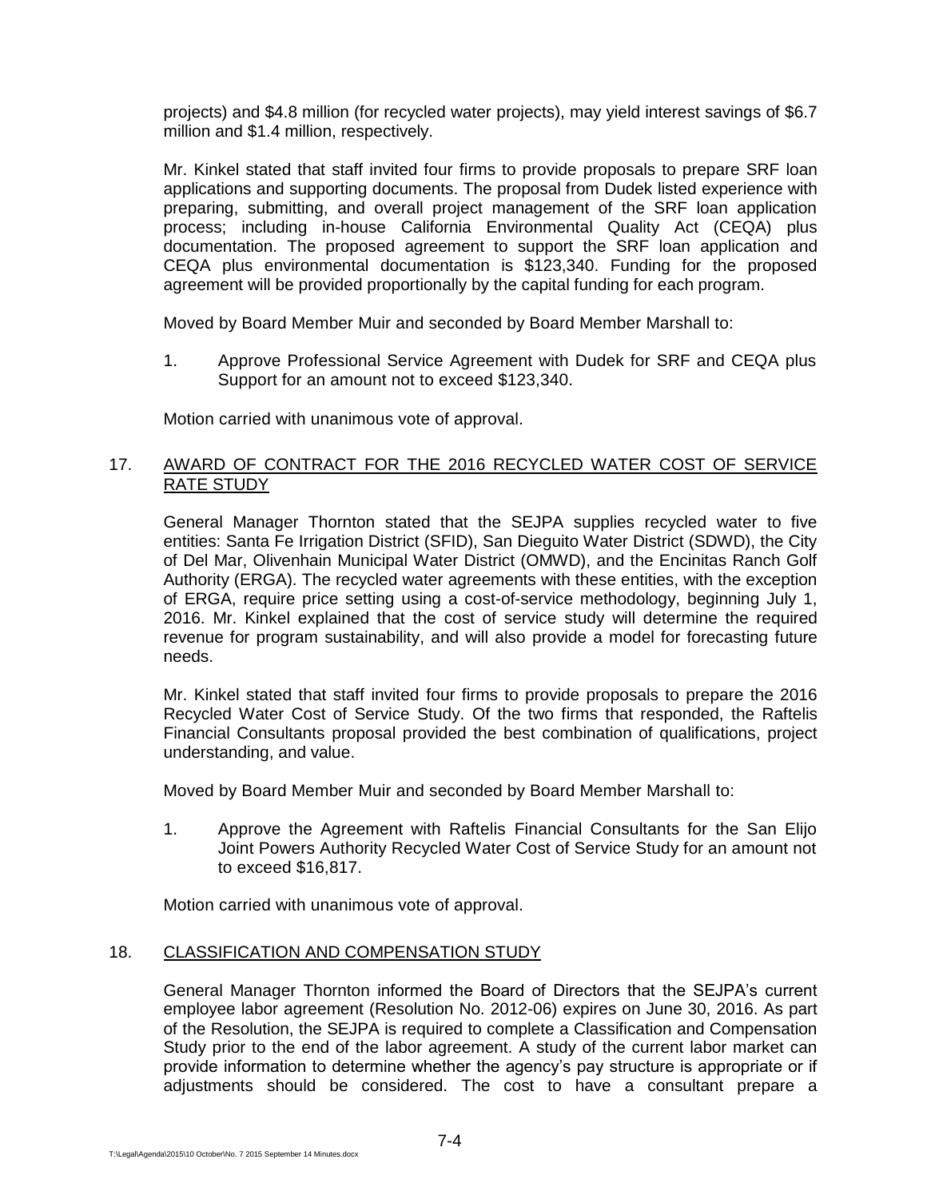projects) and $4.8 million (for recycled water projects), may yield interest savings of $6.7 million and $1.4 million, respectively.

Mr. Kinkel stated that staff invited four firms to provide proposals to prepare SRF loan applications and supporting documents. The proposal from Dudek listed experience with preparing, submitting, and overall project management of the SRF loan application process; including in-house California Environmental Quality Act (CEQA) plus documentation. The proposed agreement to support the SRF loan application and CEQA plus environmental documentation is $123,340. Funding for the proposed agreement will be provided proportionally by the capital funding for each program.

Moved by Board Member Muir and seconded by Board Member Marshall to:

1. Approve Professional Service Agreement with Dudek for SRF and CEQA plus Support for an amount not to exceed $123,340.

Motion carried with unanimous vote of approval.

17. <u>AWARD OF CONTRACT FOR THE 2016 RECYCLED WATER COST OF SERVICE RATE STUDY</u>

General Manager Thornton stated that the SEJPA supplies recycled water to five entities: Santa Fe Irrigation District (SFID), San Dieguito Water District (SDWD), the City of Del Mar, Olivenhain Municipal Water District (OMWD), and the Encinitas Ranch Golf Authority (ERGA). The recycled water agreements with these entities, with the exception of ERGA, require price setting using a cost-of-service methodology, beginning July 1, 2016. Mr. Kinkel explained that the cost of service study will determine the required revenue for program sustainability, and will also provide a model for forecasting future needs.

Mr. Kinkel stated that staff invited four firms to provide proposals to prepare the 2016 Recycled Water Cost of Service Study. Of the two firms that responded, the Raftelis Financial Consultants proposal provided the best combination of qualifications, project understanding, and value.

Moved by Board Member Muir and seconded by Board Member Marshall to:

1. Approve the Agreement with Raftelis Financial Consultants for the San Elijo Joint Powers Authority Recycled Water Cost of Service Study for an amount not to exceed $16,817.

Motion carried with unanimous vote of approval.

18. <u>CLASSIFICATION AND COMPENSATION STUDY</u>

General Manager Thornton informed the Board of Directors that the SEJPA's current employee labor agreement (Resolution No. 2012-06) expires on June 30, 2016. As part of the Resolution, the SEJPA is required to complete a Classification and Compensation Study prior to the end of the labor agreement. A study of the current labor market can provide information to determine whether the agency's pay structure is appropriate or if adjustments should be considered. The cost to have a consultant prepare a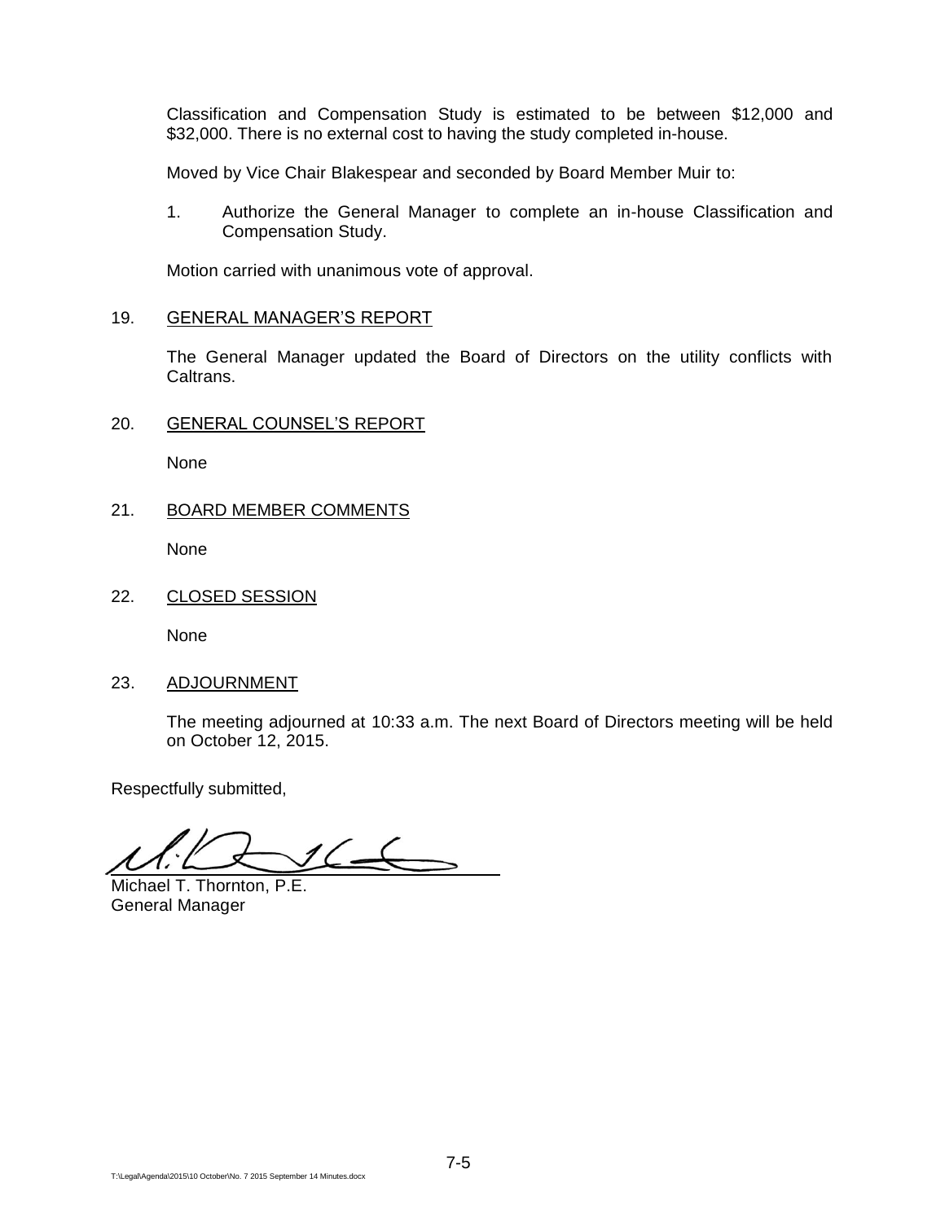Classification and Compensation Study is estimated to be between $12,000 and $32,000. There is no external cost to having the study completed in-house.

Moved by Vice Chair Blakespear and seconded by Board Member Muir to:

1. Authorize the General Manager to complete an in-house Classification and Compensation Study.

Motion carried with unanimous vote of approval.

19. GENERAL MANAGER'S REPORT

The General Manager updated the Board of Directors on the utility conflicts with Caltrans.

20. GENERAL COUNSEL'S REPORT

None

21. BOARD MEMBER COMMENTS

None

22. CLOSED SESSION

None

23. ADJOURNMENT

The meeting adjourned at 10:33 a.m. The next Board of Directors meeting will be held on October 12, 2015.

Respectfully submitted,

Michael T. Thornton, P.E.
General Manager

T:\Legal\Agenda\2015\10 October\No. 7 2015 September 14 Minutes.docx